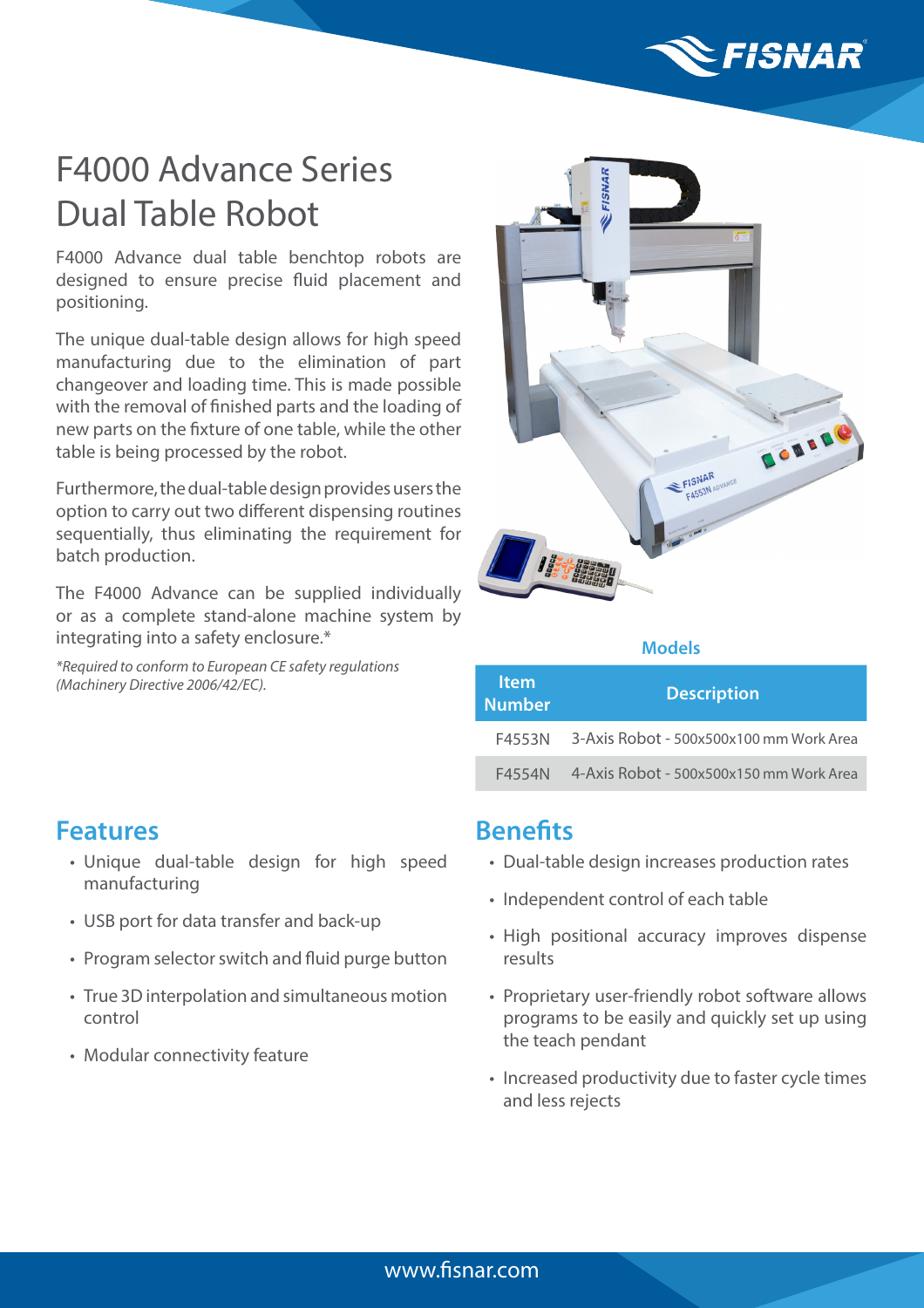# F4000 Advance Series Dual Table Robot

F4000 Advance dual table benchtop robots are designed to ensure precise fluid placement and positioning.

The unique dual-table design allows for high speed manufacturing due to the elimination of part changeover and loading time. This is made possible with the removal of finished parts and the loading of new parts on the fixture of one table, while the other table is being processed by the robot.

Furthermore, the dual-table design provides users the option to carry out two different dispensing routines sequentially, thus eliminating the requirement for batch production.

The F4000 Advance can be supplied individually or as a complete stand-alone machine system by integrating into a safety enclosure.*

*\*Required to conform to European CE safety regulations (Machinery Directive 2006/42/EC).*

### Models

| Item Number | Description |
|---|---|
| F4553N | 3-Axis Robot - 500x500x100 mm Work Area |
| F4554N | 4-Axis Robot - 500x500x150 mm Work Area |

## Features

- Unique dual-table design for high speed manufacturing
- USB port for data transfer and back-up
- Program selector switch and fluid purge button
- True 3D interpolation and simultaneous motion control
- Modular connectivity feature

## Benefits

- Dual-table design increases production rates
- Independent control of each table
- High positional accuracy improves dispense results
- Proprietary user-friendly robot software allows programs to be easily and quickly set up using the teach pendant
- Increased productivity due to faster cycle times and less rejects

www.fisnar.com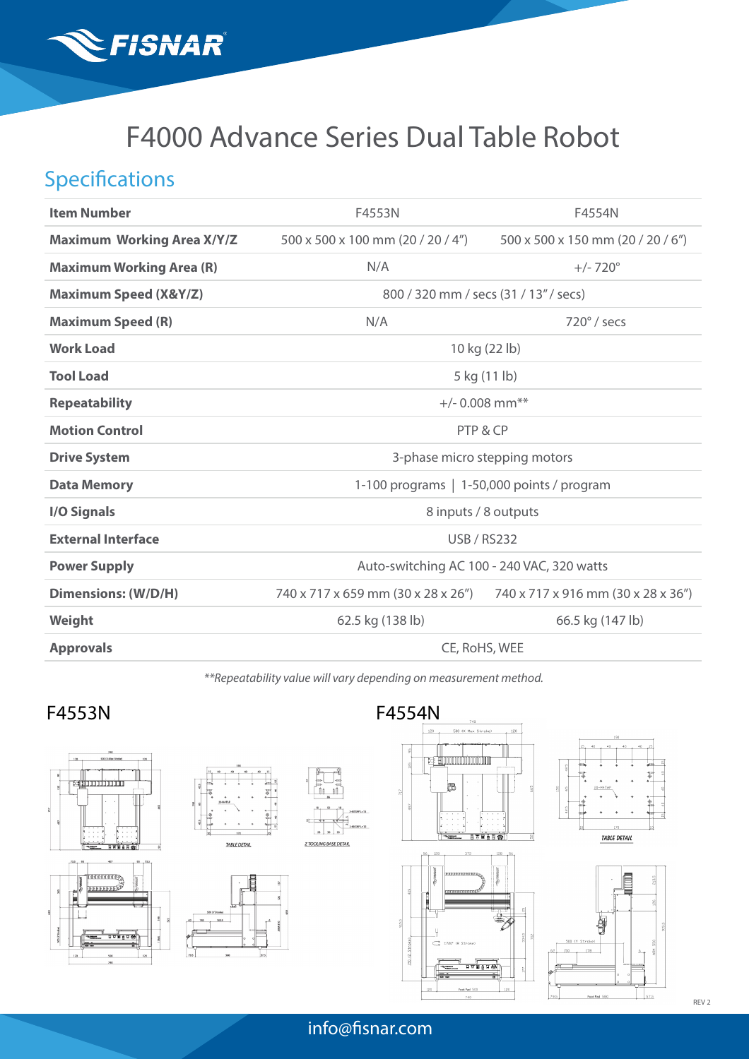# F4000 Advance Series Dual Table Robot

## Specifications

| Item Number | F4553N | F4554N |
|---|---|---|
| **Maximum Working Area X/Y/Z** | 500 x 500 x 100 mm (20 / 20 / 4") | 500 x 500 x 150 mm (20 / 20 / 6") |
| **Maximum Working Area (R)** | N/A | +/- 720° |
| **Maximum Speed (X&Y/Z)** | 800 / 320 mm / secs (31 / 13" / secs) | |
| **Maximum Speed (R)** | N/A | 720° / secs |
| **Work Load** | 10 kg (22 lb) | |
| **Tool Load** | 5 kg (11 lb) | |
| **Repeatability** | +/- 0.008 mm** | |
| **Motion Control** | PTP & CP | |
| **Drive System** | 3-phase micro stepping motors | |
| **Data Memory** | 1-100 programs \| 1-50,000 points / program | |
| **I/O Signals** | 8 inputs / 8 outputs | |
| **External Interface** | USB / RS232 | |
| **Power Supply** | Auto-switching AC 100 - 240 VAC, 320 watts | |
| **Dimensions: (W/D/H)** | 740 x 717 x 659 mm (30 x 28 x 26") | 740 x 717 x 916 mm (30 x 28 x 36") |
| **Weight** | 62.5 kg (138 lb) | 66.5 kg (147 lb) |
| **Approvals** | CE, RoHS, WEE | |

*\*\*Repeatability value will vary depending on measurement method.*

F4553N

TABLE DETAIL

Z TOOLING BASE DETAIL

F4554N

TABLE DETAIL

REV 2

info@fisnar.com